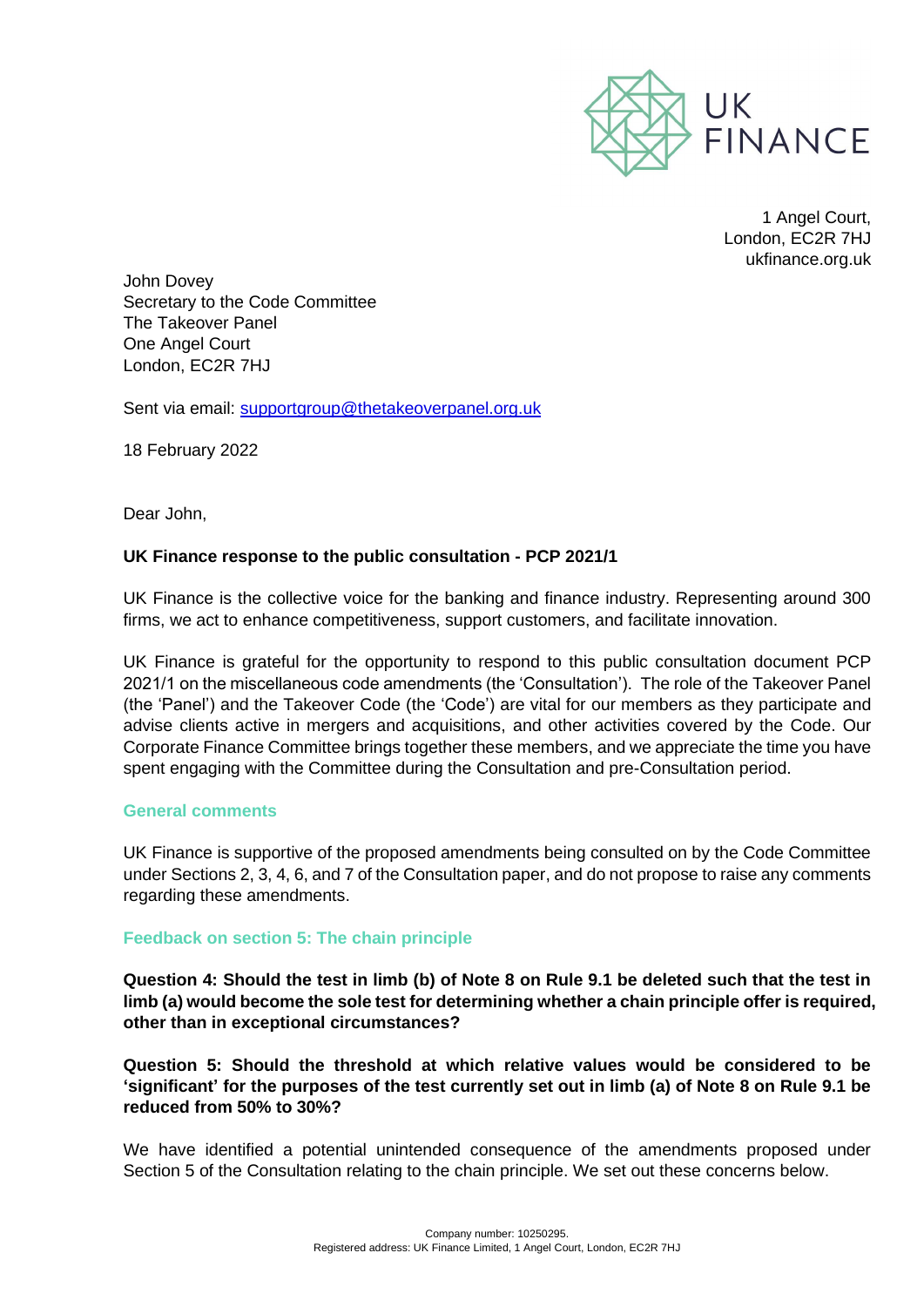UK FINANCE

1 Angel Court,
London, EC2R 7HJ
ukfinance.org.uk

John Dovey
Secretary to the Code Committee
The Takeover Panel
One Angel Court
London, EC2R 7HJ

Sent via email: supportgroup@thetakeoverpanel.org.uk

18 February 2022

Dear John,

**UK Finance response to the public consultation - PCP 2021/1**

UK Finance is the collective voice for the banking and finance industry. Representing around 300 firms, we act to enhance competitiveness, support customers, and facilitate innovation.

UK Finance is grateful for the opportunity to respond to this public consultation document PCP 2021/1 on the miscellaneous code amendments (the 'Consultation'). The role of the Takeover Panel (the 'Panel') and the Takeover Code (the 'Code') are vital for our members as they participate and advise clients active in mergers and acquisitions, and other activities covered by the Code. Our Corporate Finance Committee brings together these members, and we appreciate the time you have spent engaging with the Committee during the Consultation and pre-Consultation period.

## General comments

UK Finance is supportive of the proposed amendments being consulted on by the Code Committee under Sections 2, 3, 4, 6, and 7 of the Consultation paper, and do not propose to raise any comments regarding these amendments.

## Feedback on section 5: The chain principle

**Question 4: Should the test in limb (b) of Note 8 on Rule 9.1 be deleted such that the test in limb (a) would become the sole test for determining whether a chain principle offer is required, other than in exceptional circumstances?**

**Question 5: Should the threshold at which relative values would be considered to be 'significant' for the purposes of the test currently set out in limb (a) of Note 8 on Rule 9.1 be reduced from 50% to 30%?**

We have identified a potential unintended consequence of the amendments proposed under Section 5 of the Consultation relating to the chain principle. We set out these concerns below.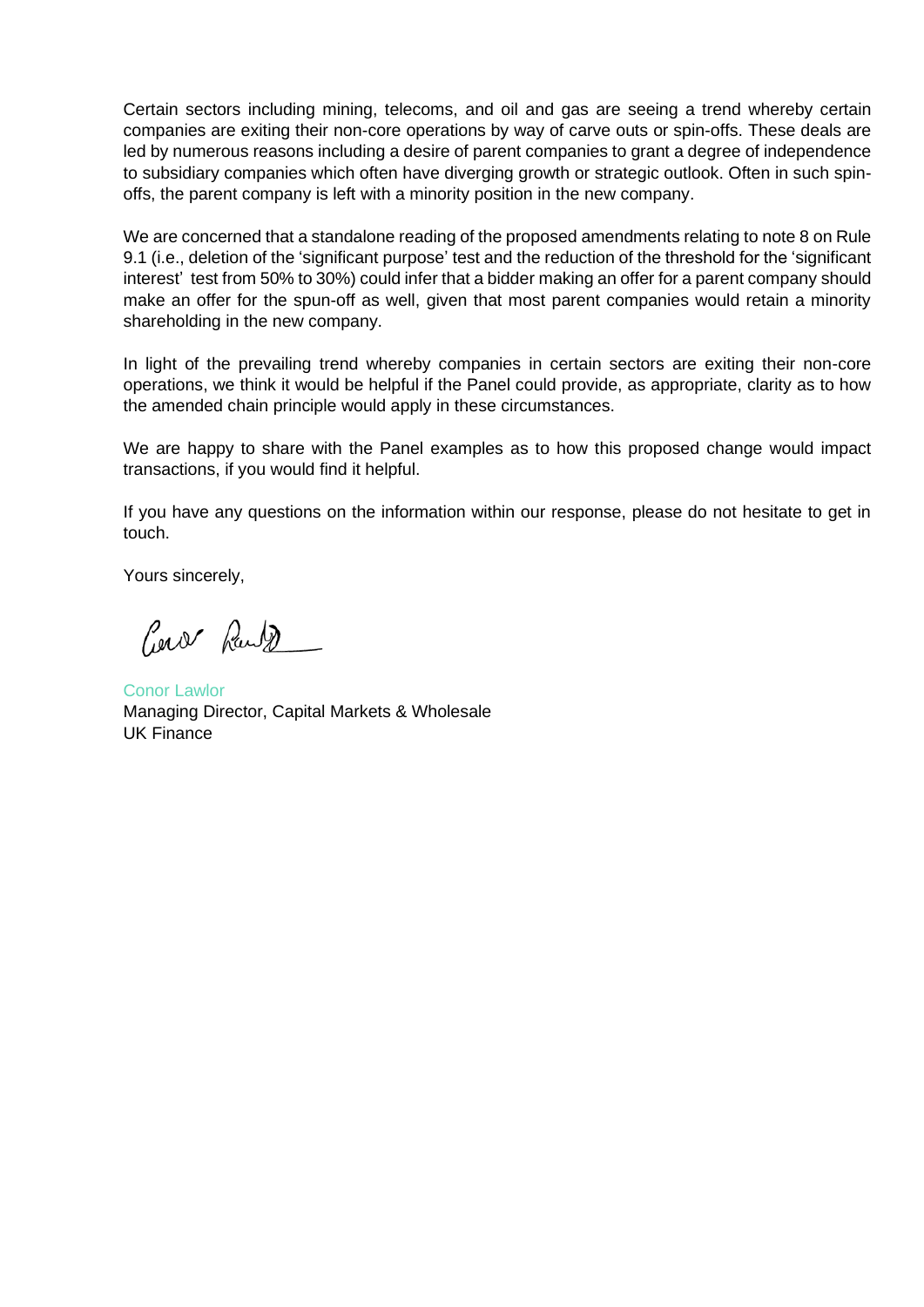Certain sectors including mining, telecoms, and oil and gas are seeing a trend whereby certain companies are exiting their non-core operations by way of carve outs or spin-offs. These deals are led by numerous reasons including a desire of parent companies to grant a degree of independence to subsidiary companies which often have diverging growth or strategic outlook. Often in such spin-offs, the parent company is left with a minority position in the new company.

We are concerned that a standalone reading of the proposed amendments relating to note 8 on Rule 9.1 (i.e., deletion of the 'significant purpose' test and the reduction of the threshold for the 'significant interest' test from 50% to 30%) could infer that a bidder making an offer for a parent company should make an offer for the spun-off as well, given that most parent companies would retain a minority shareholding in the new company.

In light of the prevailing trend whereby companies in certain sectors are exiting their non-core operations, we think it would be helpful if the Panel could provide, as appropriate, clarity as to how the amended chain principle would apply in these circumstances.

We are happy to share with the Panel examples as to how this proposed change would impact transactions, if you would find it helpful.

If you have any questions on the information within our response, please do not hesitate to get in touch.

Yours sincerely,

Conor Lawlor
Managing Director, Capital Markets & Wholesale
UK Finance